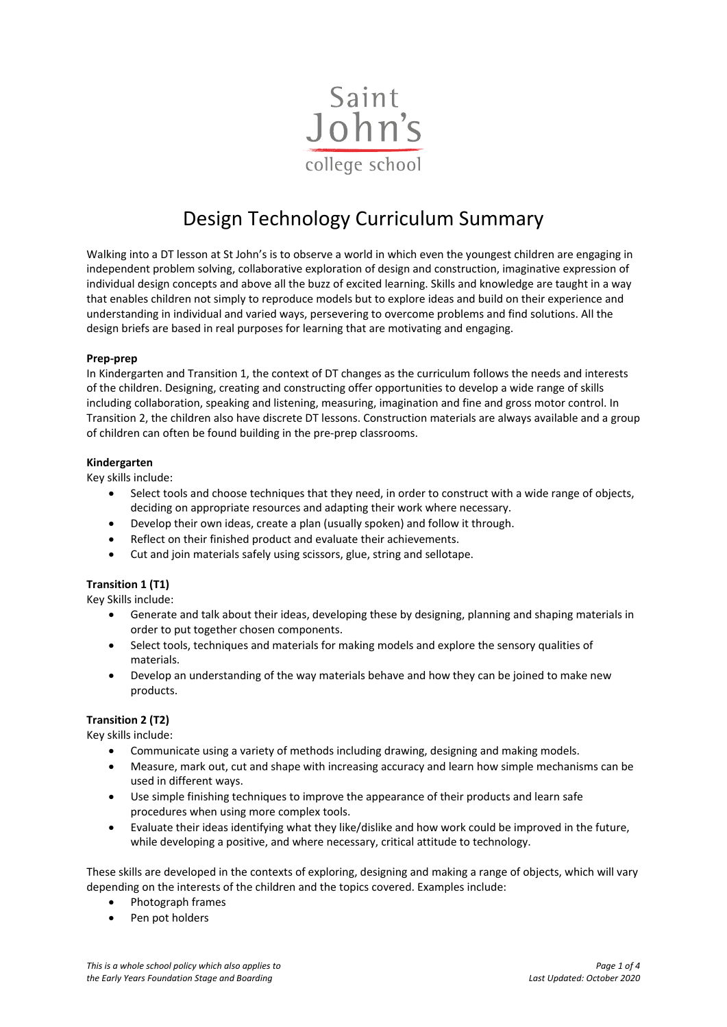Saint John's college school

# Design Technology Curriculum Summary

Walking into a DT lesson at St John's is to observe a world in which even the youngest children are engaging in independent problem solving, collaborative exploration of design and construction, imaginative expression of individual design concepts and above all the buzz of excited learning. Skills and knowledge are taught in a way that enables children not simply to reproduce models but to explore ideas and build on their experience and understanding in individual and varied ways, persevering to overcome problems and find solutions. All the design briefs are based in real purposes for learning that are motivating and engaging.

**Prep-prep**

In Kindergarten and Transition 1, the context of DT changes as the curriculum follows the needs and interests of the children. Designing, creating and constructing offer opportunities to develop a wide range of skills including collaboration, speaking and listening, measuring, imagination and fine and gross motor control. In Transition 2, the children also have discrete DT lessons. Construction materials are always available and a group of children can often be found building in the pre-prep classrooms.

**Kindergarten**

Key skills include:

- Select tools and choose techniques that they need, in order to construct with a wide range of objects, deciding on appropriate resources and adapting their work where necessary.
- Develop their own ideas, create a plan (usually spoken) and follow it through.
- Reflect on their finished product and evaluate their achievements.
- Cut and join materials safely using scissors, glue, string and sellotape.

**Transition 1 (T1)**

Key Skills include:

- Generate and talk about their ideas, developing these by designing, planning and shaping materials in order to put together chosen components.
- Select tools, techniques and materials for making models and explore the sensory qualities of materials.
- Develop an understanding of the way materials behave and how they can be joined to make new products.

**Transition 2 (T2)**

Key skills include:

- Communicate using a variety of methods including drawing, designing and making models.
- Measure, mark out, cut and shape with increasing accuracy and learn how simple mechanisms can be used in different ways.
- Use simple finishing techniques to improve the appearance of their products and learn safe procedures when using more complex tools.
- Evaluate their ideas identifying what they like/dislike and how work could be improved in the future, while developing a positive, and where necessary, critical attitude to technology.

These skills are developed in the contexts of exploring, designing and making a range of objects, which will vary depending on the interests of the children and the topics covered. Examples include:

- Photograph frames
- Pen pot holders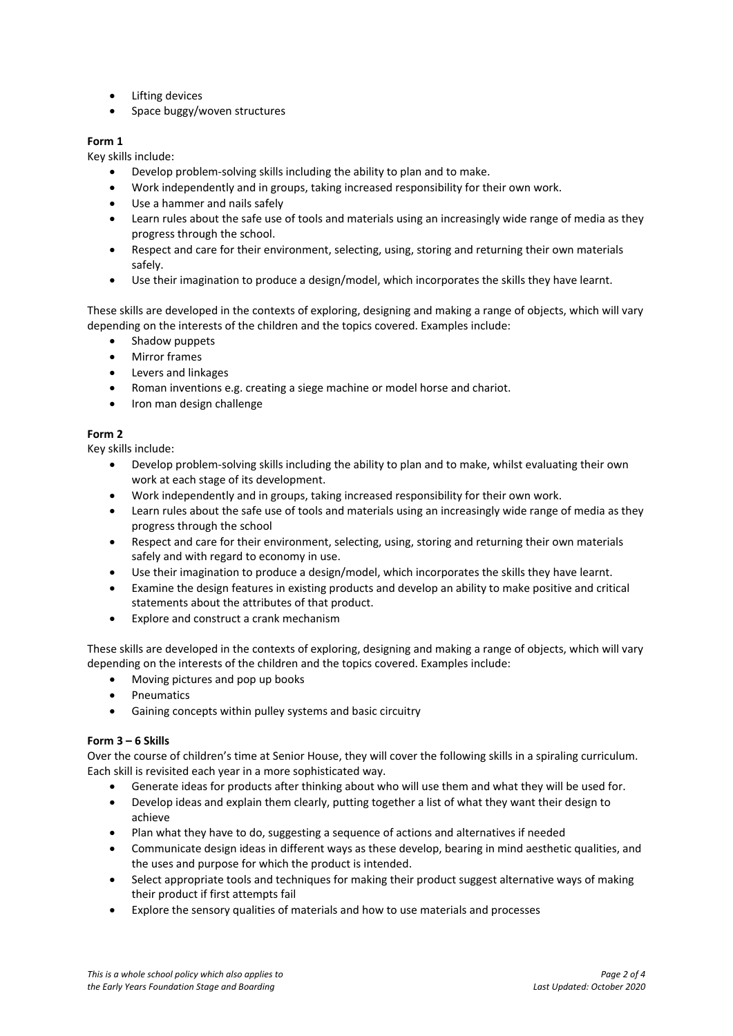- Lifting devices
- Space buggy/woven structures

**Form 1**

Key skills include:

- Develop problem-solving skills including the ability to plan and to make.
- Work independently and in groups, taking increased responsibility for their own work.
- Use a hammer and nails safely
- Learn rules about the safe use of tools and materials using an increasingly wide range of media as they progress through the school.
- Respect and care for their environment, selecting, using, storing and returning their own materials safely.
- Use their imagination to produce a design/model, which incorporates the skills they have learnt.

These skills are developed in the contexts of exploring, designing and making a range of objects, which will vary depending on the interests of the children and the topics covered. Examples include:

- Shadow puppets
- Mirror frames
- Levers and linkages
- Roman inventions e.g. creating a siege machine or model horse and chariot.
- Iron man design challenge

**Form 2**

Key skills include:

- Develop problem-solving skills including the ability to plan and to make, whilst evaluating their own work at each stage of its development.
- Work independently and in groups, taking increased responsibility for their own work.
- Learn rules about the safe use of tools and materials using an increasingly wide range of media as they progress through the school
- Respect and care for their environment, selecting, using, storing and returning their own materials safely and with regard to economy in use.
- Use their imagination to produce a design/model, which incorporates the skills they have learnt.
- Examine the design features in existing products and develop an ability to make positive and critical statements about the attributes of that product.
- Explore and construct a crank mechanism

These skills are developed in the contexts of exploring, designing and making a range of objects, which will vary depending on the interests of the children and the topics covered. Examples include:

- Moving pictures and pop up books
- Pneumatics
- Gaining concepts within pulley systems and basic circuitry

**Form 3 – 6 Skills**

Over the course of children's time at Senior House, they will cover the following skills in a spiraling curriculum. Each skill is revisited each year in a more sophisticated way.

- Generate ideas for products after thinking about who will use them and what they will be used for.
- Develop ideas and explain them clearly, putting together a list of what they want their design to achieve
- Plan what they have to do, suggesting a sequence of actions and alternatives if needed
- Communicate design ideas in different ways as these develop, bearing in mind aesthetic qualities, and the uses and purpose for which the product is intended.
- Select appropriate tools and techniques for making their product suggest alternative ways of making their product if first attempts fail
- Explore the sensory qualities of materials and how to use materials and processes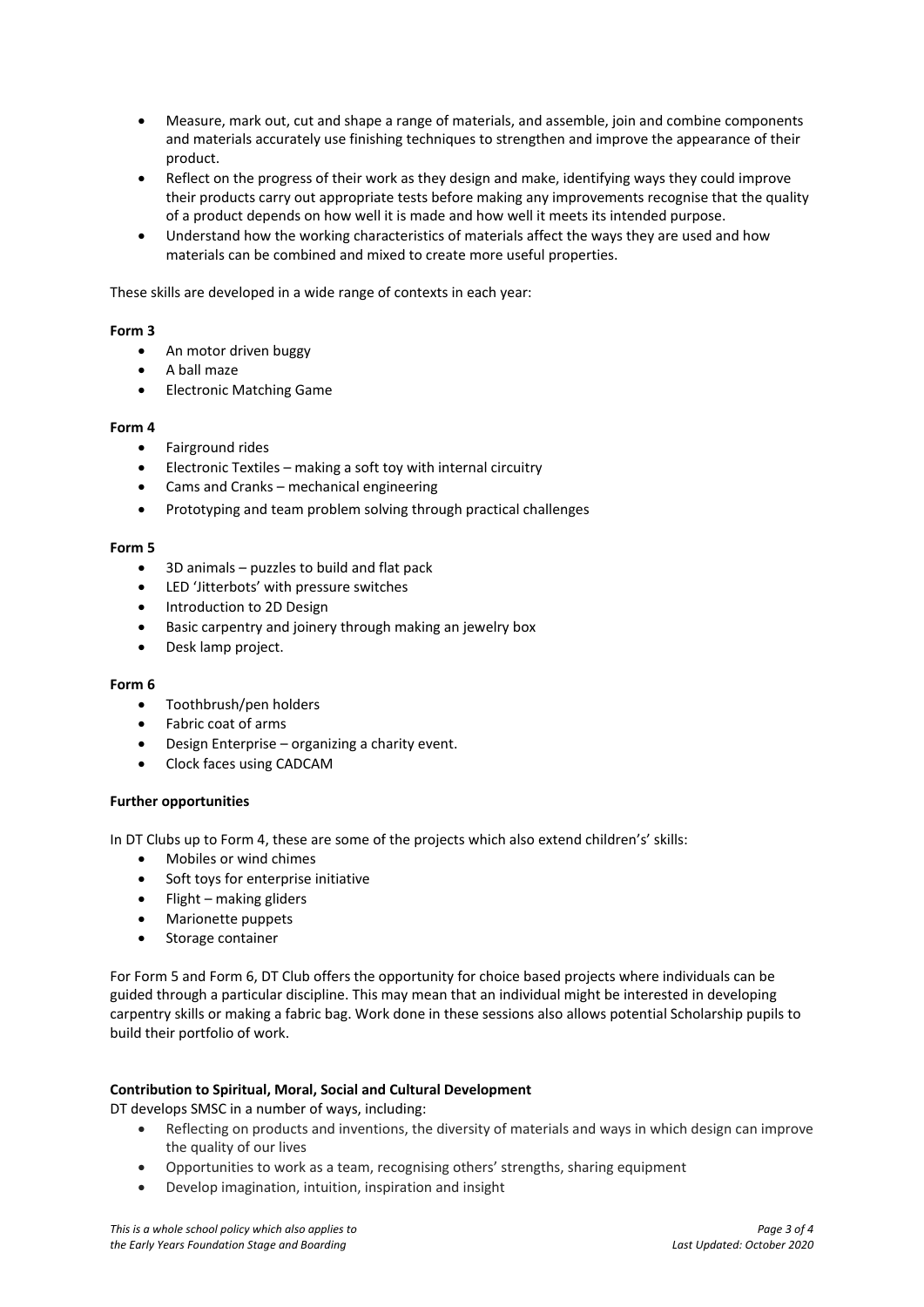- Measure, mark out, cut and shape a range of materials, and assemble, join and combine components and materials accurately use finishing techniques to strengthen and improve the appearance of their product.
- Reflect on the progress of their work as they design and make, identifying ways they could improve their products carry out appropriate tests before making any improvements recognise that the quality of a product depends on how well it is made and how well it meets its intended purpose.
- Understand how the working characteristics of materials affect the ways they are used and how materials can be combined and mixed to create more useful properties.

These skills are developed in a wide range of contexts in each year:

**Form 3**

- An motor driven buggy
- A ball maze
- Electronic Matching Game

**Form 4**

- Fairground rides
- Electronic Textiles – making a soft toy with internal circuitry
- Cams and Cranks – mechanical engineering
- Prototyping and team problem solving through practical challenges

**Form 5**

- 3D animals – puzzles to build and flat pack
- LED 'Jitterbots' with pressure switches
- Introduction to 2D Design
- Basic carpentry and joinery through making an jewelry box
- Desk lamp project.

**Form 6**

- Toothbrush/pen holders
- Fabric coat of arms
- Design Enterprise – organizing a charity event.
- Clock faces using CADCAM

**Further opportunities**

In DT Clubs up to Form 4, these are some of the projects which also extend children's' skills:

- Mobiles or wind chimes
- Soft toys for enterprise initiative
- Flight – making gliders
- Marionette puppets
- Storage container

For Form 5 and Form 6, DT Club offers the opportunity for choice based projects where individuals can be guided through a particular discipline. This may mean that an individual might be interested in developing carpentry skills or making a fabric bag. Work done in these sessions also allows potential Scholarship pupils to build their portfolio of work.

**Contribution to Spiritual, Moral, Social and Cultural Development**

DT develops SMSC in a number of ways, including:

- Reflecting on products and inventions, the diversity of materials and ways in which design can improve the quality of our lives
- Opportunities to work as a team, recognising others' strengths, sharing equipment
- Develop imagination, intuition, inspiration and insight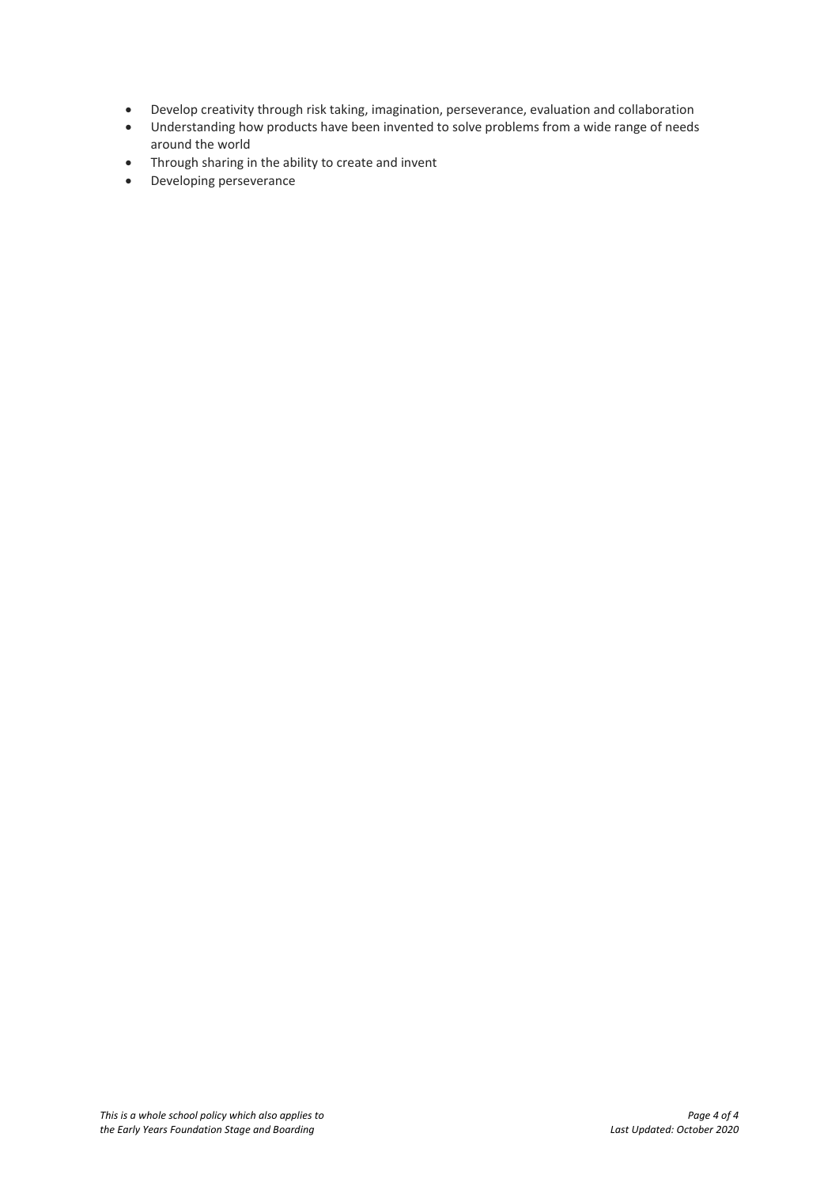- Develop creativity through risk taking, imagination, perseverance, evaluation and collaboration
- Understanding how products have been invented to solve problems from a wide range of needs around the world
- Through sharing in the ability to create and invent
- Developing perseverance